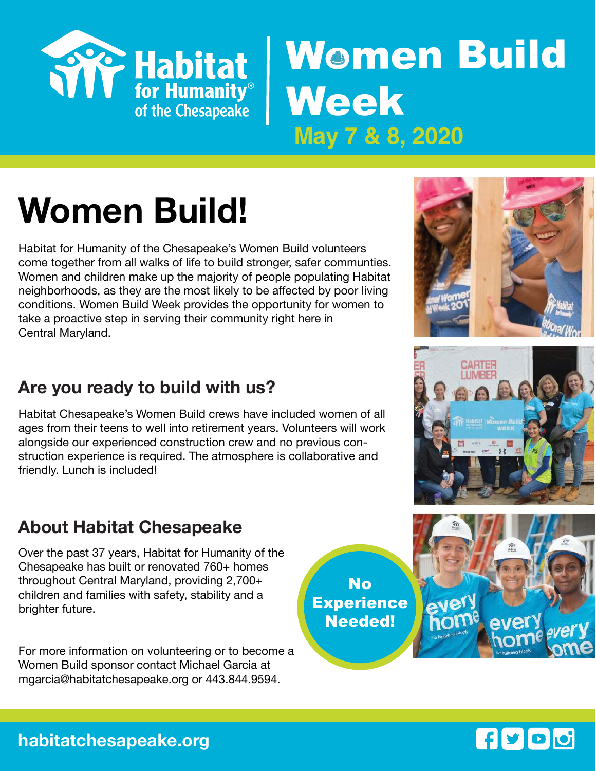Habitat for Humanity® of the Chesapeake

# Women Build Week

**May 7 & 8, 2020**

# Women Build!

Habitat for Humanity of the Chesapeake's Women Build volunteers come together from all walks of life to build stronger, safer communities. Women and children make up the majority of people populating Habitat neighborhoods, as they are the most likely to be affected by poor living conditions. Women Build Week provides the opportunity for women to take a proactive step in serving their community right here in Central Maryland.

## Are you ready to build with us?

Habitat Chesapeake's Women Build crews have included women of all ages from their teens to well into retirement years. Volunteers will work alongside our experienced construction crew and no previous construction experience is required. The atmosphere is collaborative and friendly. Lunch is included!

## About Habitat Chesapeake

Over the past 37 years, Habitat for Humanity of the Chesapeake has built or renovated 760+ homes throughout Central Maryland, providing 2,700+ children and families with safety, stability and a brighter future.

For more information on volunteering or to become a Women Build sponsor contact Michael Garcia at mgarcia@habitatchesapeake.org or 443.844.9594.

**No Experience Needed!**

habitatchesapeake.org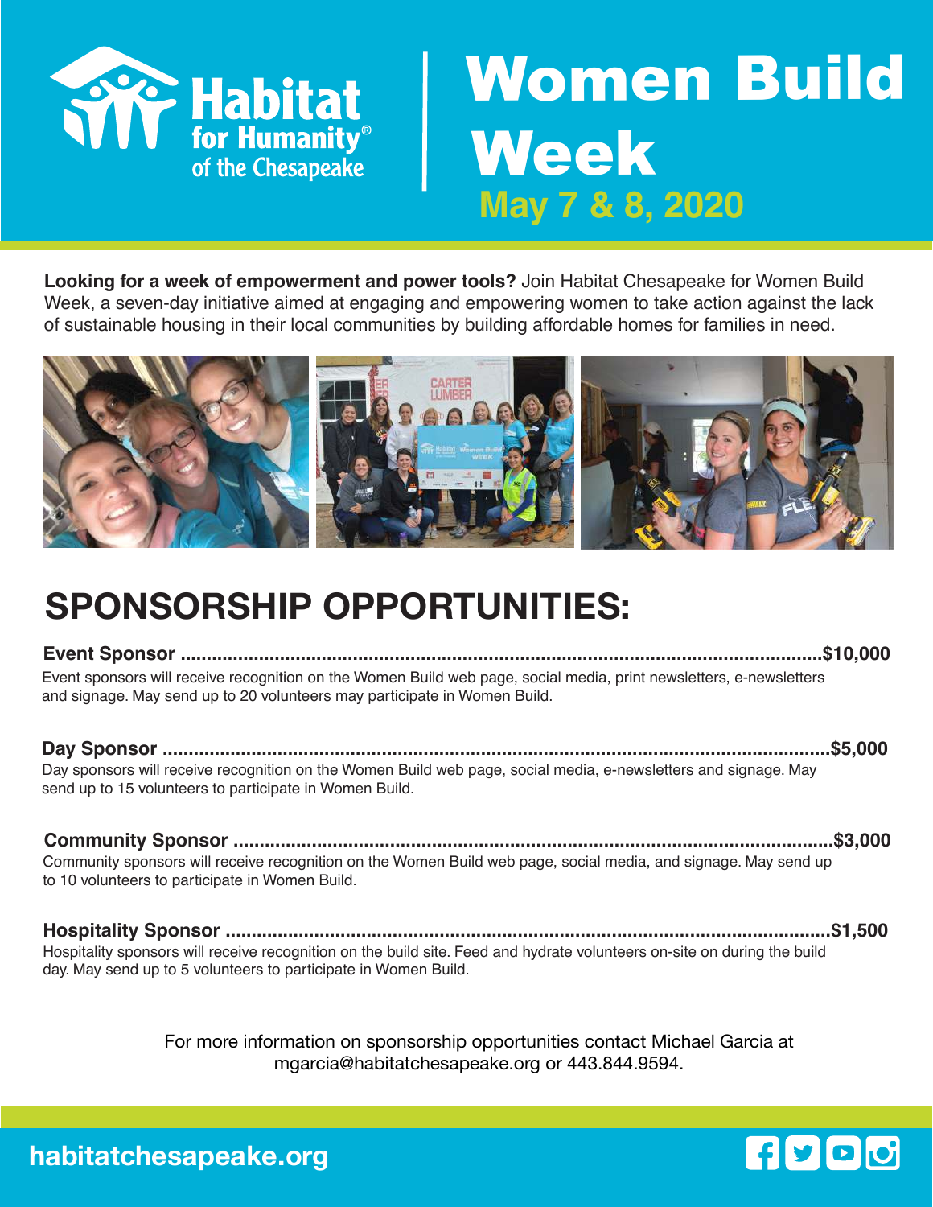Habitat for Humanity® of the Chesapeake

# Women Build Week

## May 7 & 8, 2020

**Looking for a week of empowerment and power tools?** Join Habitat Chesapeake for Women Build Week, a seven-day initiative aimed at engaging and empowering women to take action against the lack of sustainable housing in their local communities by building affordable homes for families in need.

# SPONSORSHIP OPPORTUNITIES:

**Event Sponsor .............................................................................................................$10,000**

Event sponsors will receive recognition on the Women Build web page, social media, print newsletters, e-newsletters and signage. May send up to 20 volunteers may participate in Women Build.

**Day Sponsor ..................................................................................................................$5,000**

Day sponsors will receive recognition on the Women Build web page, social media, e-newsletters and signage. May send up to 15 volunteers to participate in Women Build.

**Community Sponsor .....................................................................................................$3,000**

Community sponsors will receive recognition on the Women Build web page, social media, and signage. May send up to 10 volunteers to participate in Women Build.

**Hospitality Sponsor .......................................................................................................$1,500**

Hospitality sponsors will receive recognition on the build site. Feed and hydrate volunteers on-site on during the build day. May send up to 5 volunteers to participate in Women Build.

For more information on sponsorship opportunities contact Michael Garcia at mgarcia@habitatchesapeake.org or 443.844.9594.

habitatchesapeake.org